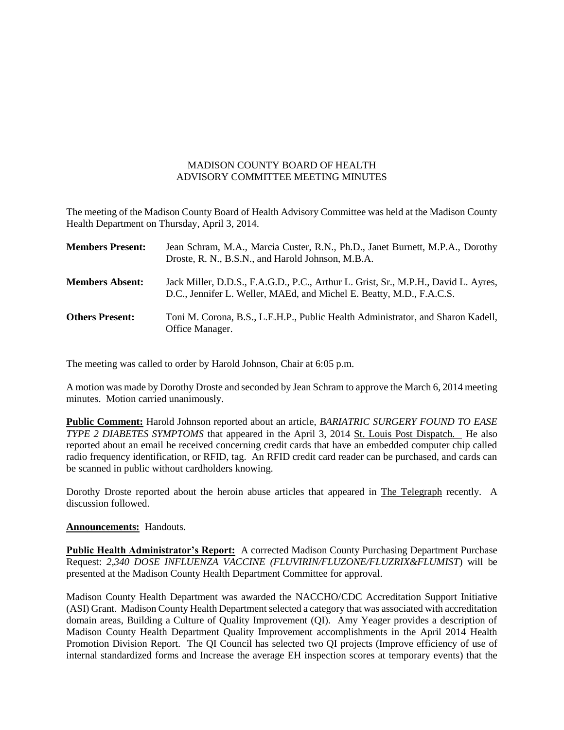# MADISON COUNTY BOARD OF HEALTH
## ADVISORY COMMITTEE MEETING MINUTES

The meeting of the Madison County Board of Health Advisory Committee was held at the Madison County Health Department on Thursday, April 3, 2014.

**Members Present:** Jean Schram, M.A., Marcia Custer, R.N., Ph.D., Janet Burnett, M.P.A., Dorothy Droste, R. N., B.S.N., and Harold Johnson, M.B.A.

**Members Absent:** Jack Miller, D.D.S., F.A.G.D., P.C., Arthur L. Grist, Sr., M.P.H., David L. Ayres, D.C., Jennifer L. Weller, MAEd, and Michel E. Beatty, M.D., F.A.C.S.

**Others Present:** Toni M. Corona, B.S., L.E.H.P., Public Health Administrator, and Sharon Kadell, Office Manager.

The meeting was called to order by Harold Johnson, Chair at 6:05 p.m.

A motion was made by Dorothy Droste and seconded by Jean Schram to approve the March 6, 2014 meeting minutes. Motion carried unanimously.

**Public Comment:** Harold Johnson reported about an article, *BARIATRIC SURGERY FOUND TO EASE TYPE 2 DIABETES SYMPTOMS* that appeared in the April 3, 2014 St. Louis Post Dispatch. He also reported about an email he received concerning credit cards that have an embedded computer chip called radio frequency identification, or RFID, tag. An RFID credit card reader can be purchased, and cards can be scanned in public without cardholders knowing.

Dorothy Droste reported about the heroin abuse articles that appeared in The Telegraph recently. A discussion followed.

**Announcements:** Handouts.

**Public Health Administrator's Report:** A corrected Madison County Purchasing Department Purchase Request: *2,340 DOSE INFLUENZA VACCINE (FLUVIRIN/FLUZONE/FLUZRIX&FLUMIST*) will be presented at the Madison County Health Department Committee for approval.

Madison County Health Department was awarded the NACCHO/CDC Accreditation Support Initiative (ASI) Grant. Madison County Health Department selected a category that was associated with accreditation domain areas, Building a Culture of Quality Improvement (QI). Amy Yeager provides a description of Madison County Health Department Quality Improvement accomplishments in the April 2014 Health Promotion Division Report. The QI Council has selected two QI projects (Improve efficiency of use of internal standardized forms and Increase the average EH inspection scores at temporary events) that the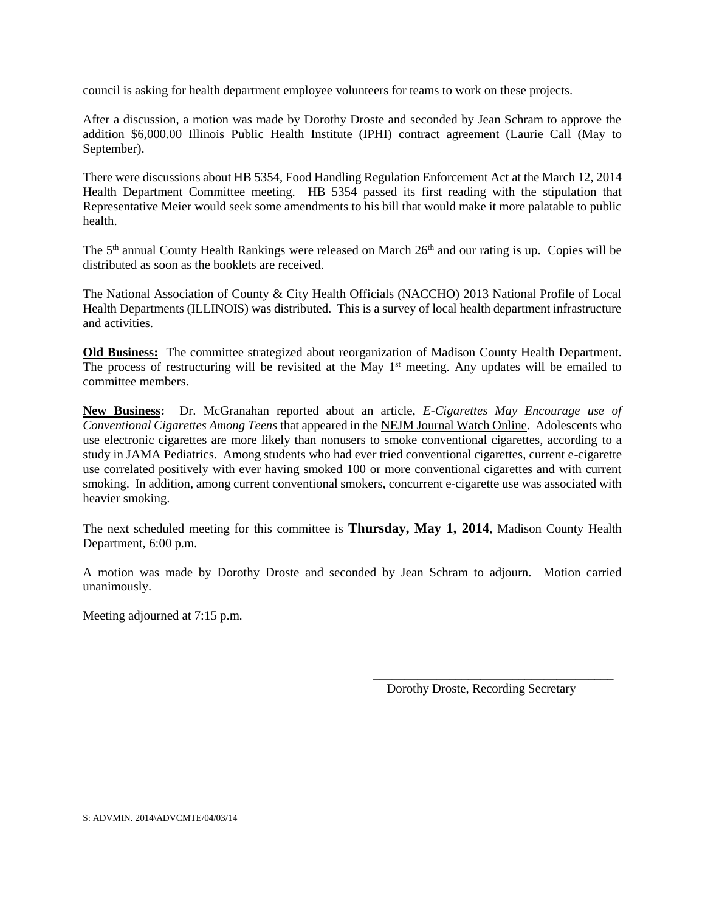council is asking for health department employee volunteers for teams to work on these projects.

After a discussion, a motion was made by Dorothy Droste and seconded by Jean Schram to approve the addition $6,000.00 Illinois Public Health Institute (IPHI) contract agreement (Laurie Call (May to September).

There were discussions about HB 5354, Food Handling Regulation Enforcement Act at the March 12, 2014 Health Department Committee meeting. HB 5354 passed its first reading with the stipulation that Representative Meier would seek some amendments to his bill that would make it more palatable to public health.

The 5th annual County Health Rankings were released on March 26th and our rating is up. Copies will be distributed as soon as the booklets are received.

The National Association of County & City Health Officials (NACCHO) 2013 National Profile of Local Health Departments (ILLINOIS) was distributed. This is a survey of local health department infrastructure and activities.

**Old Business:** The committee strategized about reorganization of Madison County Health Department. The process of restructuring will be revisited at the May 1st meeting. Any updates will be emailed to committee members.

**New Business:** Dr. McGranahan reported about an article, *E-Cigarettes May Encourage use of Conventional Cigarettes Among Teens* that appeared in the NEJM Journal Watch Online. Adolescents who use electronic cigarettes are more likely than nonusers to smoke conventional cigarettes, according to a study in JAMA Pediatrics. Among students who had ever tried conventional cigarettes, current e-cigarette use correlated positively with ever having smoked 100 or more conventional cigarettes and with current smoking. In addition, among current conventional smokers, concurrent e-cigarette use was associated with heavier smoking.

The next scheduled meeting for this committee is **Thursday, May 1, 2014**, Madison County Health Department, 6:00 p.m.

A motion was made by Dorothy Droste and seconded by Jean Schram to adjourn. Motion carried unanimously.

Meeting adjourned at 7:15 p.m.

\_\_\_\_\_\_\_\_\_\_\_\_\_\_\_\_\_\_\_\_\_\_\_\_\_\_\_\_\_\_\_\_\_\_\_\_\_\_\_\_

Dorothy Droste, Recording Secretary

S: ADVMIN. 2014\ADVCMTE/04/03/14